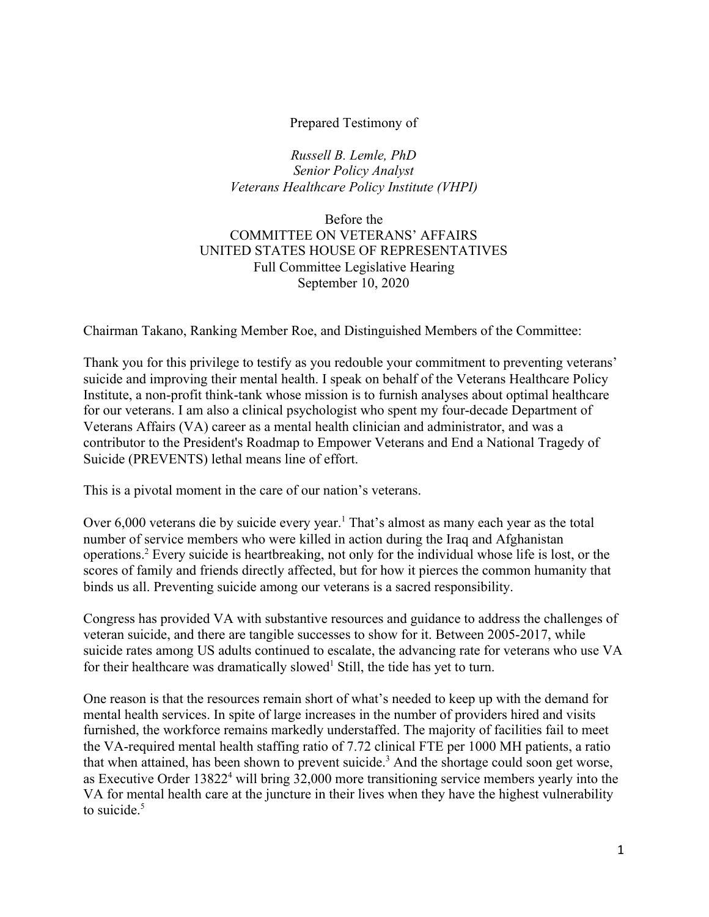Prepared Testimony of

*Russell B. Lemle, PhD*
*Senior Policy Analyst*
*Veterans Healthcare Policy Institute (VHPI)*

Before the
COMMITTEE ON VETERANS' AFFAIRS
UNITED STATES HOUSE OF REPRESENTATIVES
Full Committee Legislative Hearing
September 10, 2020

Chairman Takano, Ranking Member Roe, and Distinguished Members of the Committee:

Thank you for this privilege to testify as you redouble your commitment to preventing veterans' suicide and improving their mental health. I speak on behalf of the Veterans Healthcare Policy Institute, a non-profit think-tank whose mission is to furnish analyses about optimal healthcare for our veterans. I am also a clinical psychologist who spent my four-decade Department of Veterans Affairs (VA) career as a mental health clinician and administrator, and was a contributor to the President's Roadmap to Empower Veterans and End a National Tragedy of Suicide (PREVENTS) lethal means line of effort.

This is a pivotal moment in the care of our nation's veterans.

Over 6,000 veterans die by suicide every year.[1] That's almost as many each year as the total number of service members who were killed in action during the Iraq and Afghanistan operations.[2] Every suicide is heartbreaking, not only for the individual whose life is lost, or the scores of family and friends directly affected, but for how it pierces the common humanity that binds us all. Preventing suicide among our veterans is a sacred responsibility.

Congress has provided VA with substantive resources and guidance to address the challenges of veteran suicide, and there are tangible successes to show for it. Between 2005-2017, while suicide rates among US adults continued to escalate, the advancing rate for veterans who use VA for their healthcare was dramatically slowed[1] Still, the tide has yet to turn.

One reason is that the resources remain short of what's needed to keep up with the demand for mental health services. In spite of large increases in the number of providers hired and visits furnished, the workforce remains markedly understaffed. The majority of facilities fail to meet the VA-required mental health staffing ratio of 7.72 clinical FTE per 1000 MH patients, a ratio that when attained, has been shown to prevent suicide.[3] And the shortage could soon get worse, as Executive Order 13822[4] will bring 32,000 more transitioning service members yearly into the VA for mental health care at the juncture in their lives when they have the highest vulnerability to suicide.[5]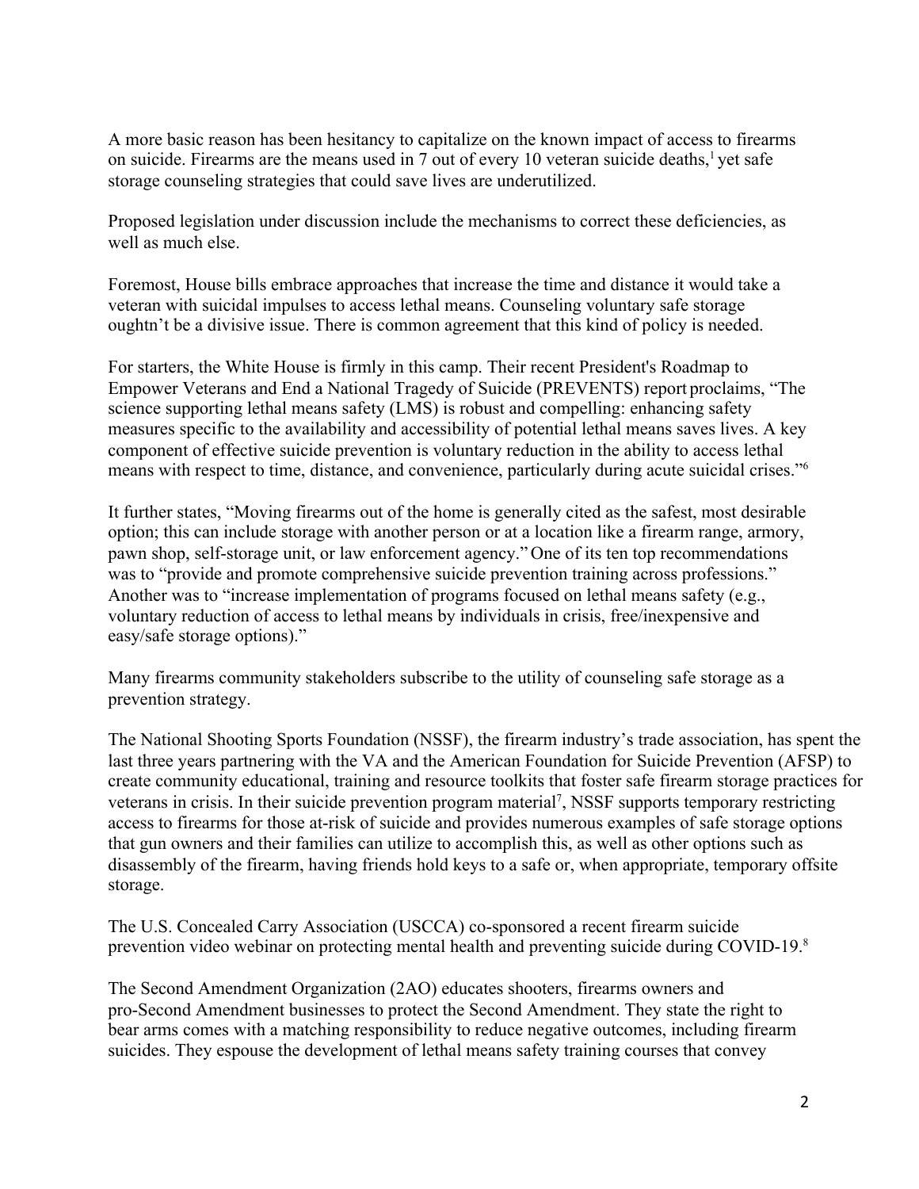A more basic reason has been hesitancy to capitalize on the known impact of access to firearms on suicide. Firearms are the means used in 7 out of every 10 veteran suicide deaths,[1] yet safe storage counseling strategies that could save lives are underutilized.

Proposed legislation under discussion include the mechanisms to correct these deficiencies, as well as much else.

Foremost, House bills embrace approaches that increase the time and distance it would take a veteran with suicidal impulses to access lethal means. Counseling voluntary safe storage oughtn't be a divisive issue. There is common agreement that this kind of policy is needed.

For starters, the White House is firmly in this camp. Their recent President's Roadmap to Empower Veterans and End a National Tragedy of Suicide (PREVENTS) report proclaims, "The science supporting lethal means safety (LMS) is robust and compelling: enhancing safety measures specific to the availability and accessibility of potential lethal means saves lives. A key component of effective suicide prevention is voluntary reduction in the ability to access lethal means with respect to time, distance, and convenience, particularly during acute suicidal crises."[6]

It further states, "Moving firearms out of the home is generally cited as the safest, most desirable option; this can include storage with another person or at a location like a firearm range, armory, pawn shop, self-storage unit, or law enforcement agency." One of its ten top recommendations was to "provide and promote comprehensive suicide prevention training across professions." Another was to "increase implementation of programs focused on lethal means safety (e.g., voluntary reduction of access to lethal means by individuals in crisis, free/inexpensive and easy/safe storage options)."

Many firearms community stakeholders subscribe to the utility of counseling safe storage as a prevention strategy.

The National Shooting Sports Foundation (NSSF), the firearm industry's trade association, has spent the last three years partnering with the VA and the American Foundation for Suicide Prevention (AFSP) to create community educational, training and resource toolkits that foster safe firearm storage practices for veterans in crisis. In their suicide prevention program material[7], NSSF supports temporary restricting access to firearms for those at-risk of suicide and provides numerous examples of safe storage options that gun owners and their families can utilize to accomplish this, as well as other options such as disassembly of the firearm, having friends hold keys to a safe or, when appropriate, temporary offsite storage.

The U.S. Concealed Carry Association (USCCA) co-sponsored a recent firearm suicide prevention video webinar on protecting mental health and preventing suicide during COVID-19.[8]

The Second Amendment Organization (2AO) educates shooters, firearms owners and pro-Second Amendment businesses to protect the Second Amendment. They state the right to bear arms comes with a matching responsibility to reduce negative outcomes, including firearm suicides. They espouse the development of lethal means safety training courses that convey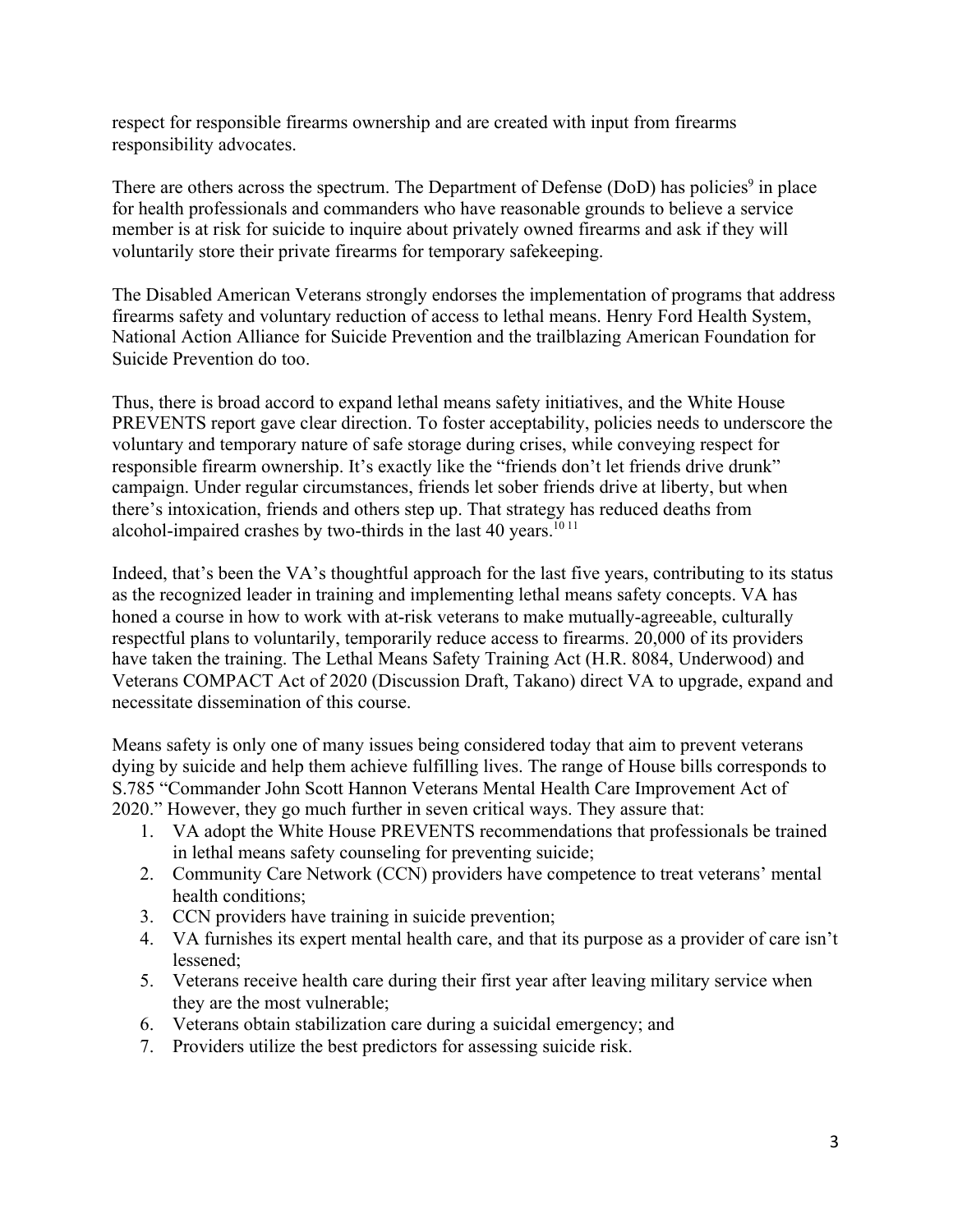respect for responsible firearms ownership and are created with input from firearms responsibility advocates.

There are others across the spectrum. The Department of Defense (DoD) has policies[9] in place for health professionals and commanders who have reasonable grounds to believe a service member is at risk for suicide to inquire about privately owned firearms and ask if they will voluntarily store their private firearms for temporary safekeeping.

The Disabled American Veterans strongly endorses the implementation of programs that address firearms safety and voluntary reduction of access to lethal means. Henry Ford Health System, National Action Alliance for Suicide Prevention and the trailblazing American Foundation for Suicide Prevention do too.

Thus, there is broad accord to expand lethal means safety initiatives, and the White House PREVENTS report gave clear direction. To foster acceptability, policies needs to underscore the voluntary and temporary nature of safe storage during crises, while conveying respect for responsible firearm ownership. It's exactly like the "friends don't let friends drive drunk" campaign. Under regular circumstances, friends let sober friends drive at liberty, but when there's intoxication, friends and others step up. That strategy has reduced deaths from alcohol-impaired crashes by two-thirds in the last 40 years.[10,11]

Indeed, that's been the VA's thoughtful approach for the last five years, contributing to its status as the recognized leader in training and implementing lethal means safety concepts. VA has honed a course in how to work with at-risk veterans to make mutually-agreeable, culturally respectful plans to voluntarily, temporarily reduce access to firearms. 20,000 of its providers have taken the training. The Lethal Means Safety Training Act (H.R. 8084, Underwood) and Veterans COMPACT Act of 2020 (Discussion Draft, Takano) direct VA to upgrade, expand and necessitate dissemination of this course.

Means safety is only one of many issues being considered today that aim to prevent veterans dying by suicide and help them achieve fulfilling lives. The range of House bills corresponds to S.785 "Commander John Scott Hannon Veterans Mental Health Care Improvement Act of 2020." However, they go much further in seven critical ways. They assure that:

1. VA adopt the White House PREVENTS recommendations that professionals be trained in lethal means safety counseling for preventing suicide;
2. Community Care Network (CCN) providers have competence to treat veterans' mental health conditions;
3. CCN providers have training in suicide prevention;
4. VA furnishes its expert mental health care, and that its purpose as a provider of care isn't lessened;
5. Veterans receive health care during their first year after leaving military service when they are the most vulnerable;
6. Veterans obtain stabilization care during a suicidal emergency; and
7. Providers utilize the best predictors for assessing suicide risk.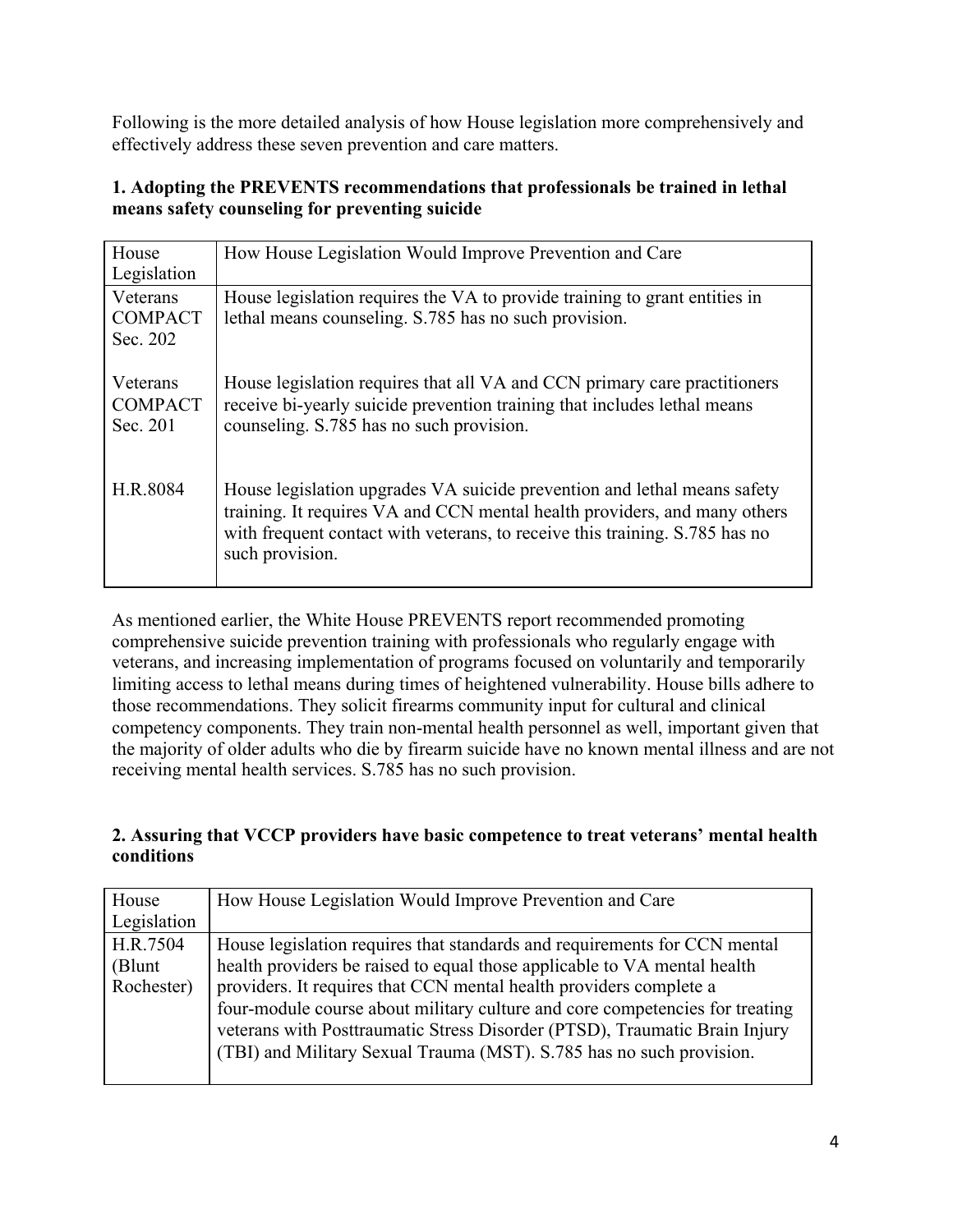Following is the more detailed analysis of how House legislation more comprehensively and effectively address these seven prevention and care matters.

**1. Adopting the PREVENTS recommendations that professionals be trained in lethal means safety counseling for preventing suicide**

| House Legislation | How House Legislation Would Improve Prevention and Care |
|---|---|
| Veterans COMPACT Sec. 202 | House legislation requires the VA to provide training to grant entities in lethal means counseling. S.785 has no such provision. |
| Veterans COMPACT Sec. 201 | House legislation requires that all VA and CCN primary care practitioners receive bi-yearly suicide prevention training that includes lethal means counseling. S.785 has no such provision. |
| H.R.8084 | House legislation upgrades VA suicide prevention and lethal means safety training. It requires VA and CCN mental health providers, and many others with frequent contact with veterans, to receive this training. S.785 has no such provision. |

As mentioned earlier, the White House PREVENTS report recommended promoting comprehensive suicide prevention training with professionals who regularly engage with veterans, and increasing implementation of programs focused on voluntarily and temporarily limiting access to lethal means during times of heightened vulnerability. House bills adhere to those recommendations. They solicit firearms community input for cultural and clinical competency components. They train non-mental health personnel as well, important given that the majority of older adults who die by firearm suicide have no known mental illness and are not receiving mental health services. S.785 has no such provision.

**2. Assuring that VCCP providers have basic competence to treat veterans' mental health conditions**

| House Legislation | How House Legislation Would Improve Prevention and Care |
|---|---|
| H.R.7504 (Blunt Rochester) | House legislation requires that standards and requirements for CCN mental health providers be raised to equal those applicable to VA mental health providers. It requires that CCN mental health providers complete a four-module course about military culture and core competencies for treating veterans with Posttraumatic Stress Disorder (PTSD), Traumatic Brain Injury (TBI) and Military Sexual Trauma (MST). S.785 has no such provision. |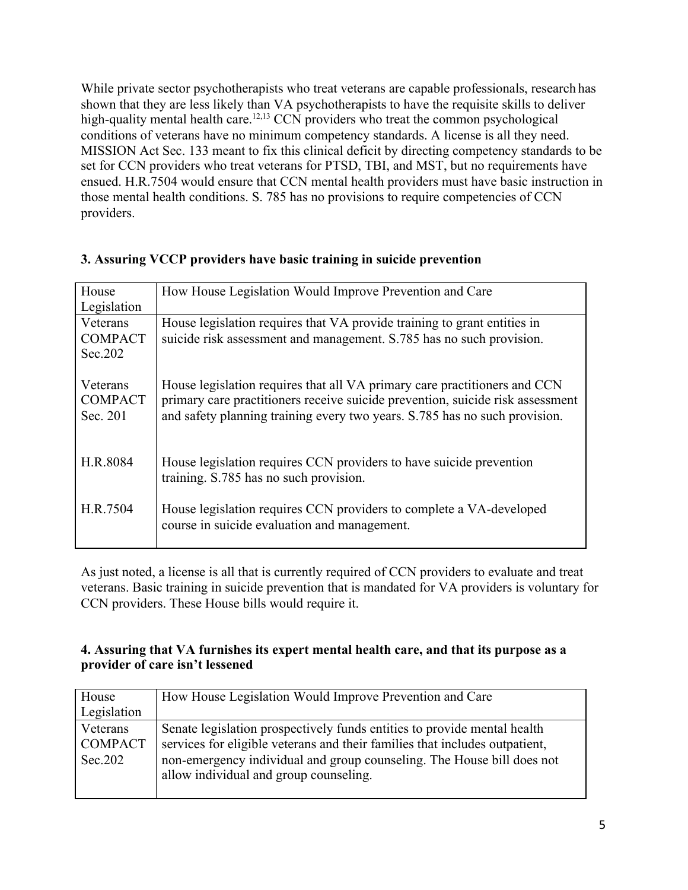While private sector psychotherapists who treat veterans are capable professionals, research has shown that they are less likely than VA psychotherapists to have the requisite skills to deliver high-quality mental health care.[12,13] CCN providers who treat the common psychological conditions of veterans have no minimum competency standards. A license is all they need. MISSION Act Sec. 133 meant to fix this clinical deficit by directing competency standards to be set for CCN providers who treat veterans for PTSD, TBI, and MST, but no requirements have ensued. H.R.7504 would ensure that CCN mental health providers must have basic instruction in those mental health conditions. S. 785 has no provisions to require competencies of CCN providers.

**3. Assuring VCCP providers have basic training in suicide prevention**

| House Legislation | How House Legislation Would Improve Prevention and Care |
|---|---|
| Veterans COMPACT Sec.202 | House legislation requires that VA provide training to grant entities in suicide risk assessment and management. S.785 has no such provision. |
| Veterans COMPACT Sec. 201 | House legislation requires that all VA primary care practitioners and CCN primary care practitioners receive suicide prevention, suicide risk assessment and safety planning training every two years. S.785 has no such provision. |
| H.R.8084 | House legislation requires CCN providers to have suicide prevention training. S.785 has no such provision. |
| H.R.7504 | House legislation requires CCN providers to complete a VA-developed course in suicide evaluation and management. |

As just noted, a license is all that is currently required of CCN providers to evaluate and treat veterans. Basic training in suicide prevention that is mandated for VA providers is voluntary for CCN providers. These House bills would require it.

**4. Assuring that VA furnishes its expert mental health care, and that its purpose as a provider of care isn't lessened**

| House Legislation | How House Legislation Would Improve Prevention and Care |
|---|---|
| Veterans COMPACT Sec.202 | Senate legislation prospectively funds entities to provide mental health services for eligible veterans and their families that includes outpatient, non-emergency individual and group counseling. The House bill does not allow individual and group counseling. |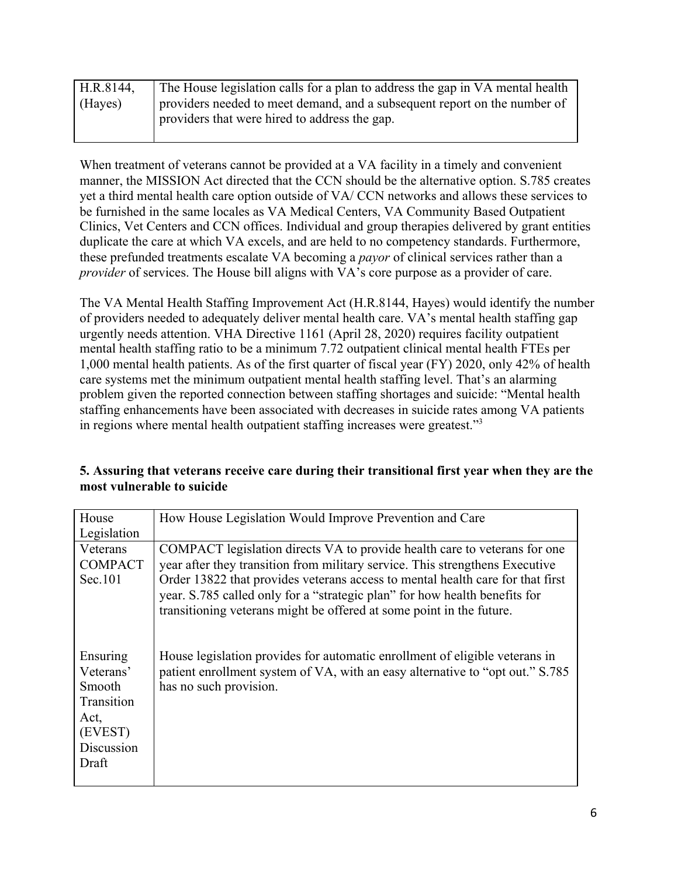| H.R.8144, (Hayes) | The House legislation calls for a plan to address the gap in VA mental health providers needed to meet demand, and a subsequent report on the number of providers that were hired to address the gap. |
|---|---|

When treatment of veterans cannot be provided at a VA facility in a timely and convenient manner, the MISSION Act directed that the CCN should be the alternative option. S.785 creates yet a third mental health care option outside of VA/ CCN networks and allows these services to be furnished in the same locales as VA Medical Centers, VA Community Based Outpatient Clinics, Vet Centers and CCN offices. Individual and group therapies delivered by grant entities duplicate the care at which VA excels, and are held to no competency standards. Furthermore, these prefunded treatments escalate VA becoming a *payor* of clinical services rather than a *provider* of services. The House bill aligns with VA's core purpose as a provider of care.

The VA Mental Health Staffing Improvement Act (H.R.8144, Hayes) would identify the number of providers needed to adequately deliver mental health care. VA's mental health staffing gap urgently needs attention. VHA Directive 1161 (April 28, 2020) requires facility outpatient mental health staffing ratio to be a minimum 7.72 outpatient clinical mental health FTEs per 1,000 mental health patients. As of the first quarter of fiscal year (FY) 2020, only 42% of health care systems met the minimum outpatient mental health staffing level. That's an alarming problem given the reported connection between staffing shortages and suicide: "Mental health staffing enhancements have been associated with decreases in suicide rates among VA patients in regions where mental health outpatient staffing increases were greatest."[3]

**5. Assuring that veterans receive care during their transitional first year when they are the most vulnerable to suicide**

| House Legislation | How House Legislation Would Improve Prevention and Care |
|---|---|
| Veterans COMPACT Sec.101 | COMPACT legislation directs VA to provide health care to veterans for one year after they transition from military service. This strengthens Executive Order 13822 that provides veterans access to mental health care for that first year. S.785 called only for a "strategic plan" for how health benefits for transitioning veterans might be offered at some point in the future. |
| Ensuring Veterans' Smooth Transition Act, (EVEST) Discussion Draft | House legislation provides for automatic enrollment of eligible veterans in patient enrollment system of VA, with an easy alternative to "opt out." S.785 has no such provision. |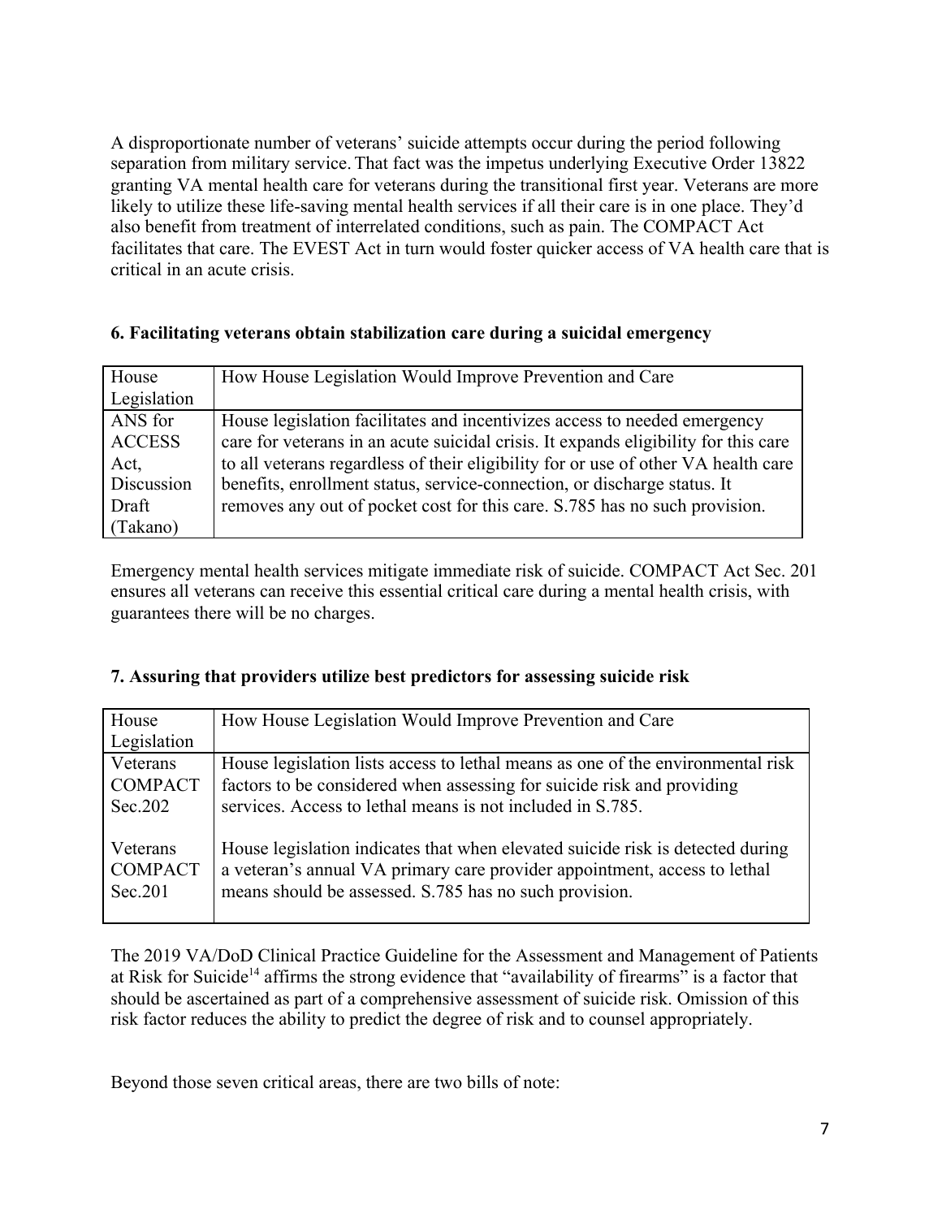A disproportionate number of veterans' suicide attempts occur during the period following separation from military service. That fact was the impetus underlying Executive Order 13822 granting VA mental health care for veterans during the transitional first year. Veterans are more likely to utilize these life-saving mental health services if all their care is in one place. They'd also benefit from treatment of interrelated conditions, such as pain. The COMPACT Act facilitates that care. The EVEST Act in turn would foster quicker access of VA health care that is critical in an acute crisis.

**6. Facilitating veterans obtain stabilization care during a suicidal emergency**

| House Legislation | How House Legislation Would Improve Prevention and Care |
|---|---|
| ANS for ACCESS Act, Discussion Draft (Takano) | House legislation facilitates and incentivizes access to needed emergency care for veterans in an acute suicidal crisis. It expands eligibility for this care to all veterans regardless of their eligibility for or use of other VA health care benefits, enrollment status, service-connection, or discharge status. It removes any out of pocket cost for this care. S.785 has no such provision. |

Emergency mental health services mitigate immediate risk of suicide. COMPACT Act Sec. 201 ensures all veterans can receive this essential critical care during a mental health crisis, with guarantees there will be no charges.

**7. Assuring that providers utilize best predictors for assessing suicide risk**

| House Legislation | How House Legislation Would Improve Prevention and Care |
|---|---|
| Veterans COMPACT Sec.202 | House legislation lists access to lethal means as one of the environmental risk factors to be considered when assessing for suicide risk and providing services. Access to lethal means is not included in S.785. |
| Veterans COMPACT Sec.201 | House legislation indicates that when elevated suicide risk is detected during a veteran's annual VA primary care provider appointment, access to lethal means should be assessed. S.785 has no such provision. |

The 2019 VA/DoD Clinical Practice Guideline for the Assessment and Management of Patients at Risk for Suicide[14] affirms the strong evidence that "availability of firearms" is a factor that should be ascertained as part of a comprehensive assessment of suicide risk. Omission of this risk factor reduces the ability to predict the degree of risk and to counsel appropriately.

Beyond those seven critical areas, there are two bills of note: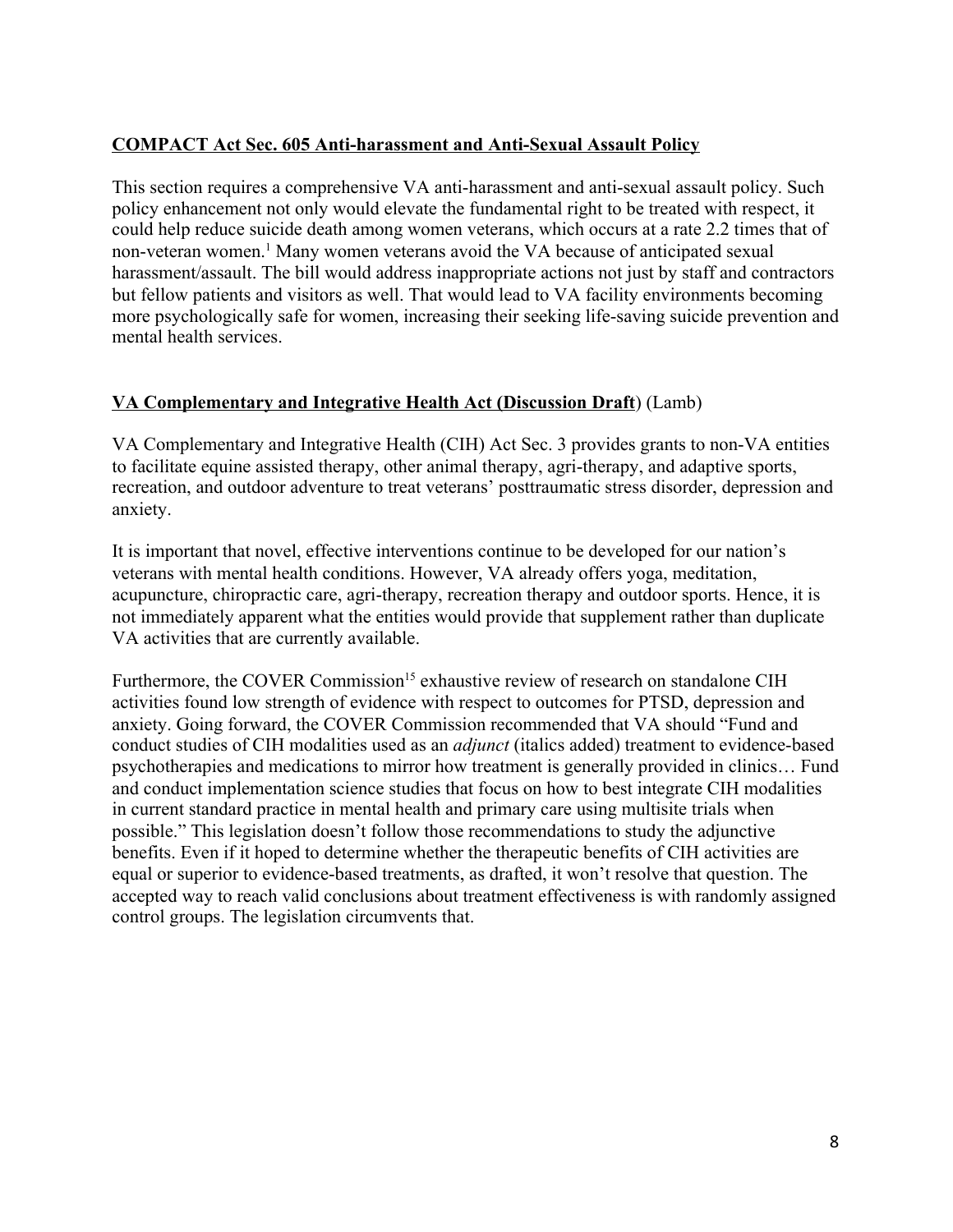**COMPACT Act Sec. 605 Anti-harassment and Anti-Sexual Assault Policy**

This section requires a comprehensive VA anti-harassment and anti-sexual assault policy. Such policy enhancement not only would elevate the fundamental right to be treated with respect, it could help reduce suicide death among women veterans, which occurs at a rate 2.2 times that of non-veteran women.[1] Many women veterans avoid the VA because of anticipated sexual harassment/assault. The bill would address inappropriate actions not just by staff and contractors but fellow patients and visitors as well. That would lead to VA facility environments becoming more psychologically safe for women, increasing their seeking life-saving suicide prevention and mental health services.

**VA Complementary and Integrative Health Act (Discussion Draft**) (Lamb)

VA Complementary and Integrative Health (CIH) Act Sec. 3 provides grants to non-VA entities to facilitate equine assisted therapy, other animal therapy, agri-therapy, and adaptive sports, recreation, and outdoor adventure to treat veterans' posttraumatic stress disorder, depression and anxiety.

It is important that novel, effective interventions continue to be developed for our nation's veterans with mental health conditions. However, VA already offers yoga, meditation, acupuncture, chiropractic care, agri-therapy, recreation therapy and outdoor sports. Hence, it is not immediately apparent what the entities would provide that supplement rather than duplicate VA activities that are currently available.

Furthermore, the COVER Commission[15] exhaustive review of research on standalone CIH activities found low strength of evidence with respect to outcomes for PTSD, depression and anxiety. Going forward, the COVER Commission recommended that VA should "Fund and conduct studies of CIH modalities used as an *adjunct* (italics added) treatment to evidence-based psychotherapies and medications to mirror how treatment is generally provided in clinics… Fund and conduct implementation science studies that focus on how to best integrate CIH modalities in current standard practice in mental health and primary care using multisite trials when possible." This legislation doesn't follow those recommendations to study the adjunctive benefits. Even if it hoped to determine whether the therapeutic benefits of CIH activities are equal or superior to evidence-based treatments, as drafted, it won't resolve that question. The accepted way to reach valid conclusions about treatment effectiveness is with randomly assigned control groups. The legislation circumvents that.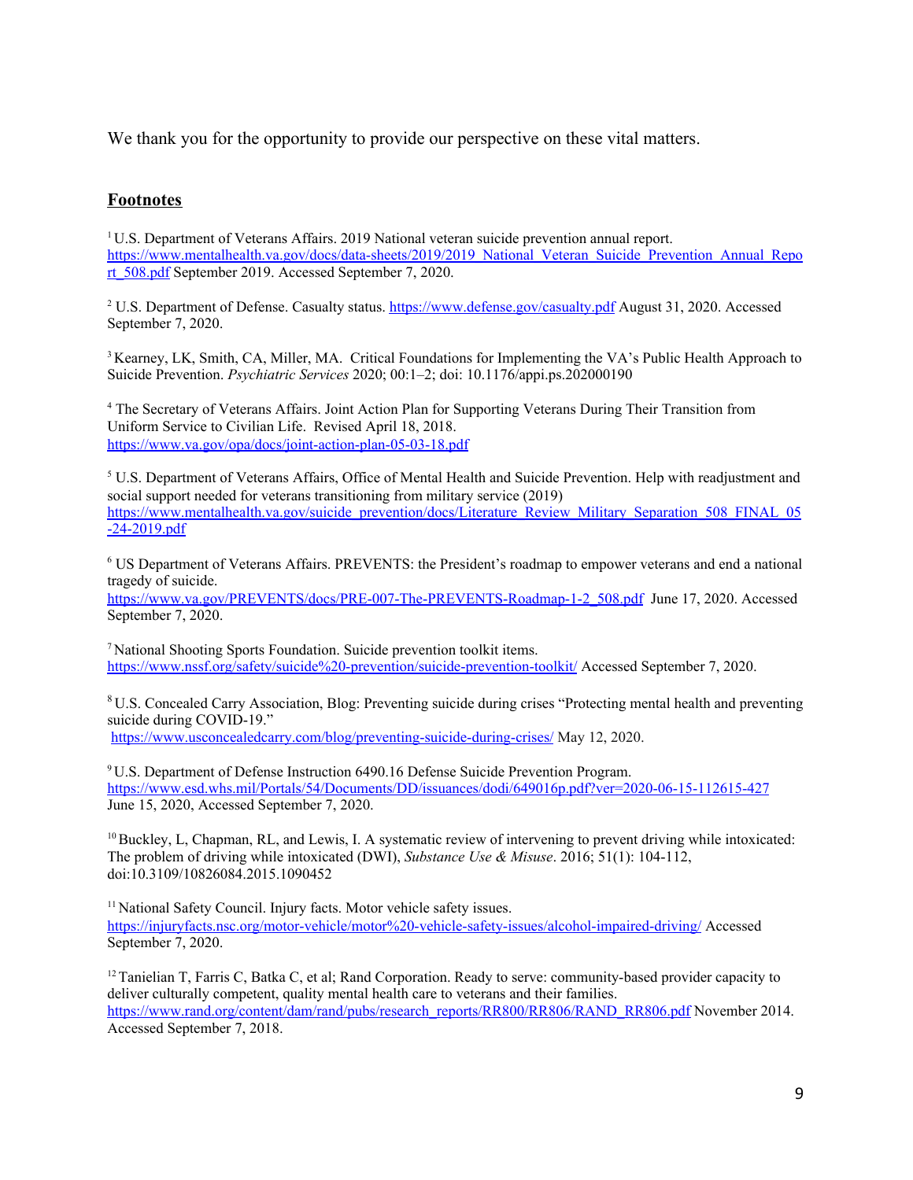We thank you for the opportunity to provide our perspective on these vital matters.

## Footnotes

[1] U.S. Department of Veterans Affairs. 2019 National veteran suicide prevention annual report. https://www.mentalhealth.va.gov/docs/data-sheets/2019/2019_National_Veteran_Suicide_Prevention_Annual_Report_508.pdf September 2019. Accessed September 7, 2020.

[2] U.S. Department of Defense. Casualty status. https://www.defense.gov/casualty.pdf August 31, 2020. Accessed September 7, 2020.

[3] Kearney, LK, Smith, CA, Miller, MA. Critical Foundations for Implementing the VA's Public Health Approach to Suicide Prevention. *Psychiatric Services* 2020; 00:1–2; doi: 10.1176/appi.ps.202000190

[4] The Secretary of Veterans Affairs. Joint Action Plan for Supporting Veterans During Their Transition from Uniform Service to Civilian Life. Revised April 18, 2018. https://www.va.gov/opa/docs/joint-action-plan-05-03-18.pdf

[5] U.S. Department of Veterans Affairs, Office of Mental Health and Suicide Prevention. Help with readjustment and social support needed for veterans transitioning from military service (2019) https://www.mentalhealth.va.gov/suicide_prevention/docs/Literature_Review_Military_Separation_508_FINAL_05-24-2019.pdf

[6] US Department of Veterans Affairs. PREVENTS: the President's roadmap to empower veterans and end a national tragedy of suicide. https://www.va.gov/PREVENTS/docs/PRE-007-The-PREVENTS-Roadmap-1-2_508.pdf June 17, 2020. Accessed September 7, 2020.

[7] National Shooting Sports Foundation. Suicide prevention toolkit items. https://www.nssf.org/safety/suicide%20-prevention/suicide-prevention-toolkit/ Accessed September 7, 2020.

[8] U.S. Concealed Carry Association, Blog: Preventing suicide during crises "Protecting mental health and preventing suicide during COVID-19." https://www.usconcealedcarry.com/blog/preventing-suicide-during-crises/ May 12, 2020.

[9] U.S. Department of Defense Instruction 6490.16 Defense Suicide Prevention Program. https://www.esd.whs.mil/Portals/54/Documents/DD/issuances/dodi/649016p.pdf?ver=2020-06-15-112615-427 June 15, 2020, Accessed September 7, 2020.

[10] Buckley, L, Chapman, RL, and Lewis, I. A systematic review of intervening to prevent driving while intoxicated: The problem of driving while intoxicated (DWI), *Substance Use & Misuse*. 2016; 51(1): 104-112, doi:10.3109/10826084.2015.1090452

[11] National Safety Council. Injury facts. Motor vehicle safety issues. https://injuryfacts.nsc.org/motor-vehicle/motor%20-vehicle-safety-issues/alcohol-impaired-driving/ Accessed September 7, 2020.

[12] Tanielian T, Farris C, Batka C, et al; Rand Corporation. Ready to serve: community-based provider capacity to deliver culturally competent, quality mental health care to veterans and their families. https://www.rand.org/content/dam/rand/pubs/research_reports/RR800/RR806/RAND_RR806.pdf November 2014. Accessed September 7, 2018.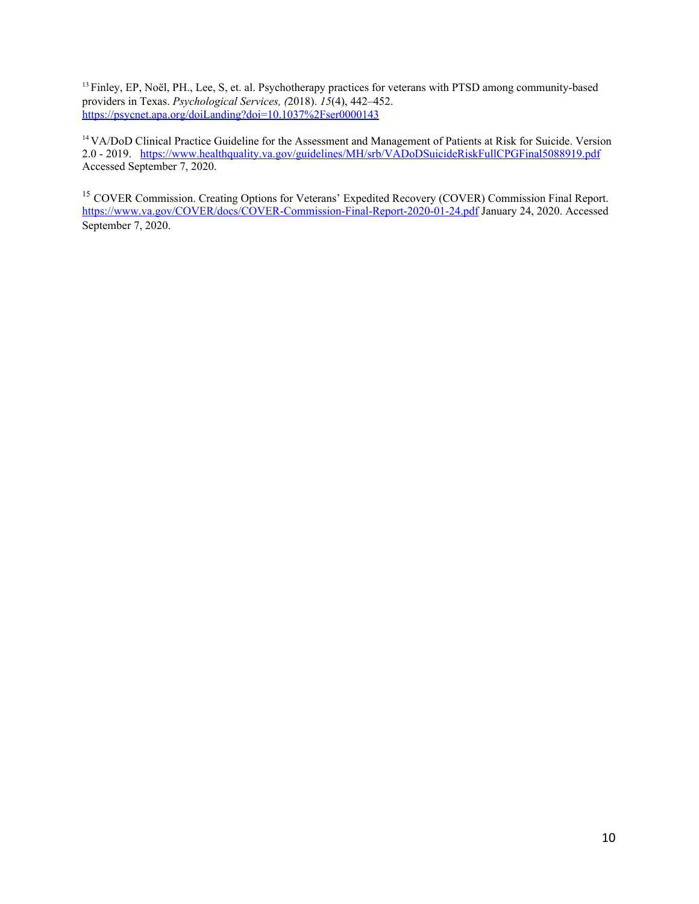[13] Finley, EP, Noël, PH., Lee, S, et. al. Psychotherapy practices for veterans with PTSD among community-based providers in Texas. *Psychological Services, (*2018). *15*(4), 442–452. https://psycnet.apa.org/doiLanding?doi=10.1037%2Fser0000143

[14] VA/DoD Clinical Practice Guideline for the Assessment and Management of Patients at Risk for Suicide. Version 2.0 - 2019. https://www.healthquality.va.gov/guidelines/MH/srb/VADoDSuicideRiskFullCPGFinal5088919.pdf Accessed September 7, 2020.

[15] COVER Commission. Creating Options for Veterans' Expedited Recovery (COVER) Commission Final Report. https://www.va.gov/COVER/docs/COVER-Commission-Final-Report-2020-01-24.pdf January 24, 2020. Accessed September 7, 2020.